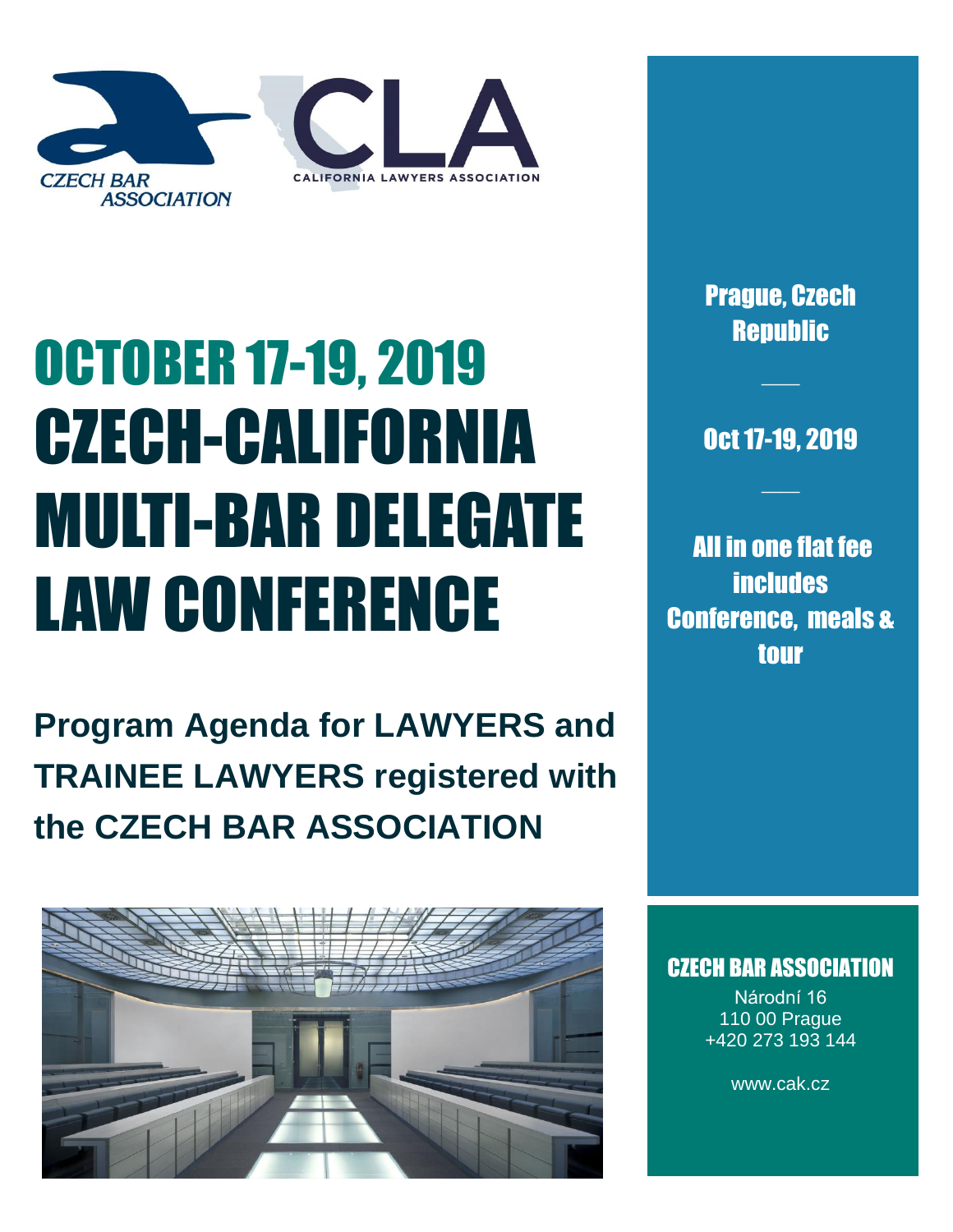CZECH BAR ASSOCIATION

CALIFORNIA LAWYERS ASSOCIATION

# OCTOBER 17-19, 2019
# CZECH-CALIFORNIA MULTI-BAR DELEGATE LAW CONFERENCE

**Program Agenda for LAWYERS and TRAINEE LAWYERS registered with the CZECH BAR ASSOCIATION**

Prague, Czech Republic

Oct 17-19, 2019

All in one flat fee includes Conference, meals & tour

## CZECH BAR ASSOCIATION

Národní 16
110 00 Prague
+420 273 193 144

www.cak.cz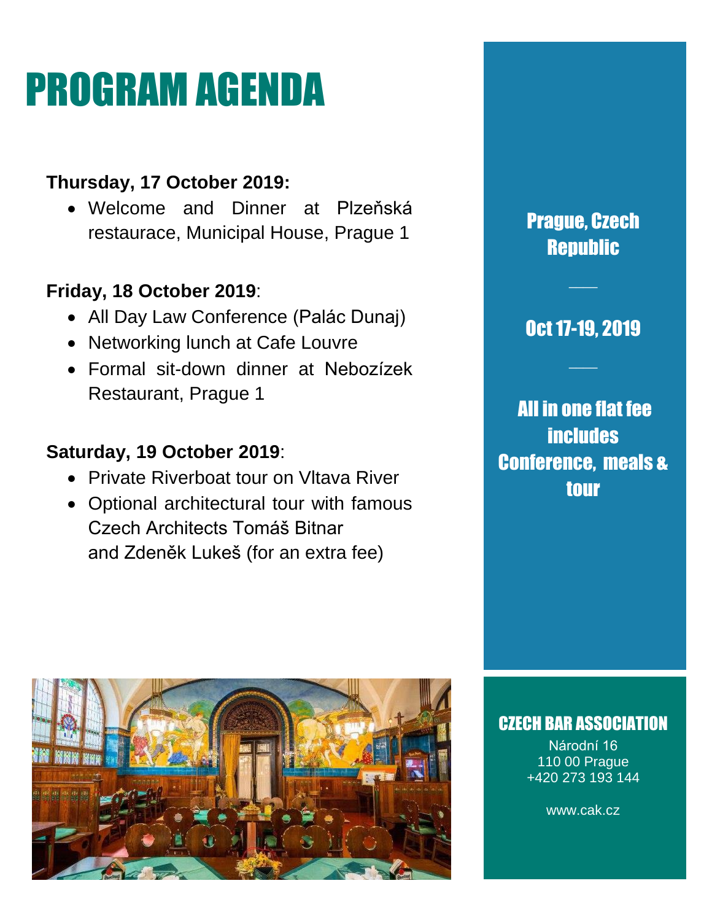# PROGRAM AGENDA

**Thursday, 17 October 2019:**

- Welcome and Dinner at Plzeňská restaurace, Municipal House, Prague 1

**Friday, 18 October 2019**:

- All Day Law Conference (Palác Dunaj)
- Networking lunch at Cafe Louvre
- Formal sit-down dinner at Nebozízek Restaurant, Prague 1

**Saturday, 19 October 2019**:

- Private Riverboat tour on Vltava River
- Optional architectural tour with famous Czech Architects Tomáš Bitnar and Zdeněk Lukeš (for an extra fee)

**Prague, Czech Republic**

**Oct 17-19, 2019**

**All in one flat fee includes Conference, meals & tour**

**CZECH BAR ASSOCIATION**

Národní 16
110 00 Prague
+420 273 193 144

www.cak.cz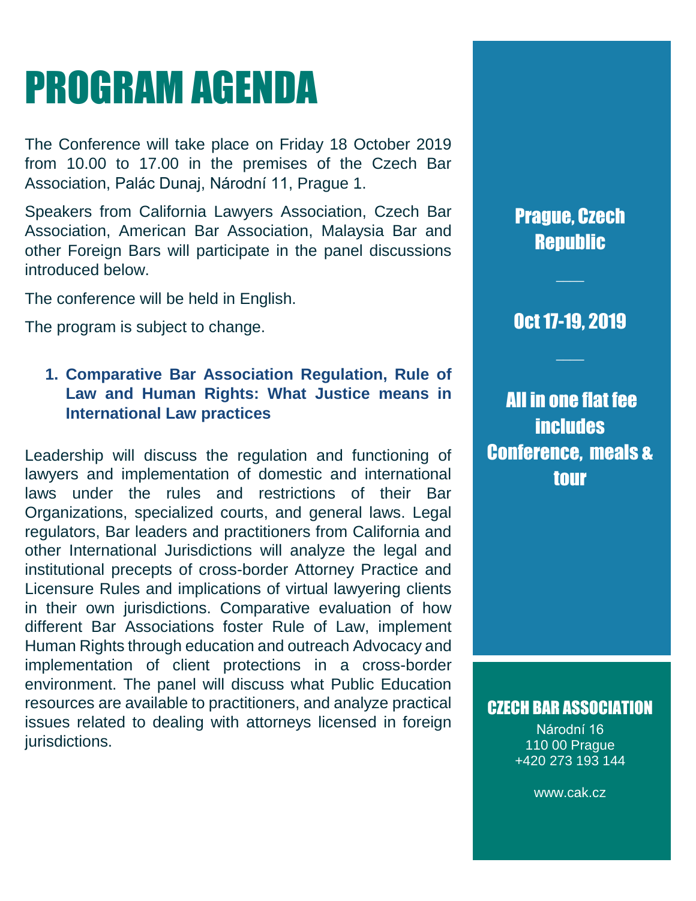# PROGRAM AGENDA

The Conference will take place on Friday 18 October 2019 from 10.00 to 17.00 in the premises of the Czech Bar Association, Palác Dunaj, Národní 11, Prague 1.

Speakers from California Lawyers Association, Czech Bar Association, American Bar Association, Malaysia Bar and other Foreign Bars will participate in the panel discussions introduced below.

The conference will be held in English.

The program is subject to change.

1. **Comparative Bar Association Regulation, Rule of Law and Human Rights: What Justice means in International Law practices**

Leadership will discuss the regulation and functioning of lawyers and implementation of domestic and international laws under the rules and restrictions of their Bar Organizations, specialized courts, and general laws. Legal regulators, Bar leaders and practitioners from California and other International Jurisdictions will analyze the legal and institutional precepts of cross-border Attorney Practice and Licensure Rules and implications of virtual lawyering clients in their own jurisdictions. Comparative evaluation of how different Bar Associations foster Rule of Law, implement Human Rights through education and outreach Advocacy and implementation of client protections in a cross-border environment. The panel will discuss what Public Education resources are available to practitioners, and analyze practical issues related to dealing with attorneys licensed in foreign jurisdictions.

**Prague, Czech Republic**

**Oct 17-19, 2019**

**All in one flat fee includes Conference, meals & tour**

**CZECH BAR ASSOCIATION**

Národní 16
110 00 Prague
+420 273 193 144

www.cak.cz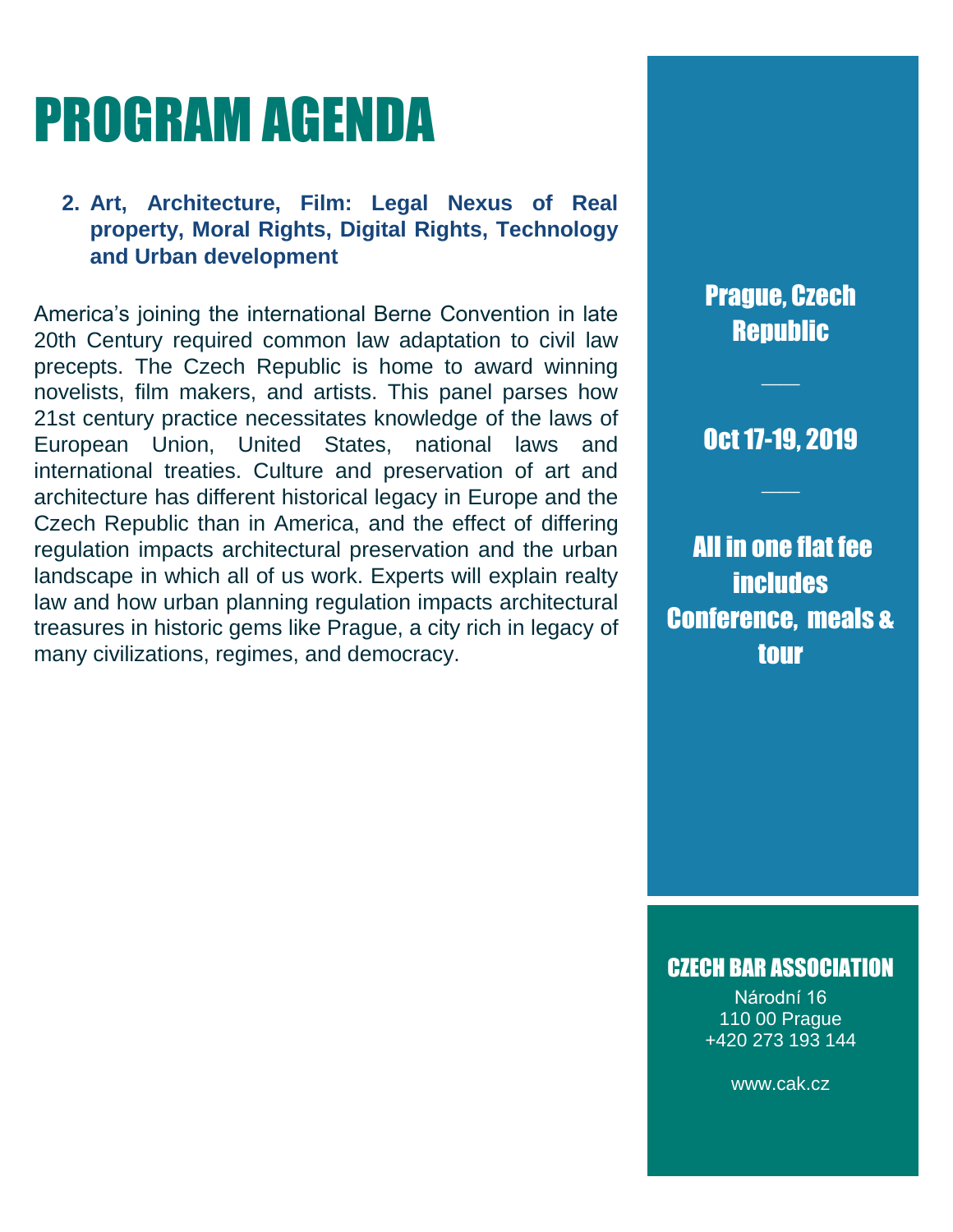# PROGRAM AGENDA

2. **Art, Architecture, Film: Legal Nexus of Real property, Moral Rights, Digital Rights, Technology and Urban development**

America's joining the international Berne Convention in late 20th Century required common law adaptation to civil law precepts. The Czech Republic is home to award winning novelists, film makers, and artists. This panel parses how 21st century practice necessitates knowledge of the laws of European Union, United States, national laws and international treaties. Culture and preservation of art and architecture has different historical legacy in Europe and the Czech Republic than in America, and the effect of differing regulation impacts architectural preservation and the urban landscape in which all of us work. Experts will explain realty law and how urban planning regulation impacts architectural treasures in historic gems like Prague, a city rich in legacy of many civilizations, regimes, and democracy.

**Prague, Czech Republic**

**Oct 17-19, 2019**

**All in one flat fee includes Conference, meals & tour**

**CZECH BAR ASSOCIATION**

Národní 16
110 00 Prague
+420 273 193 144

www.cak.cz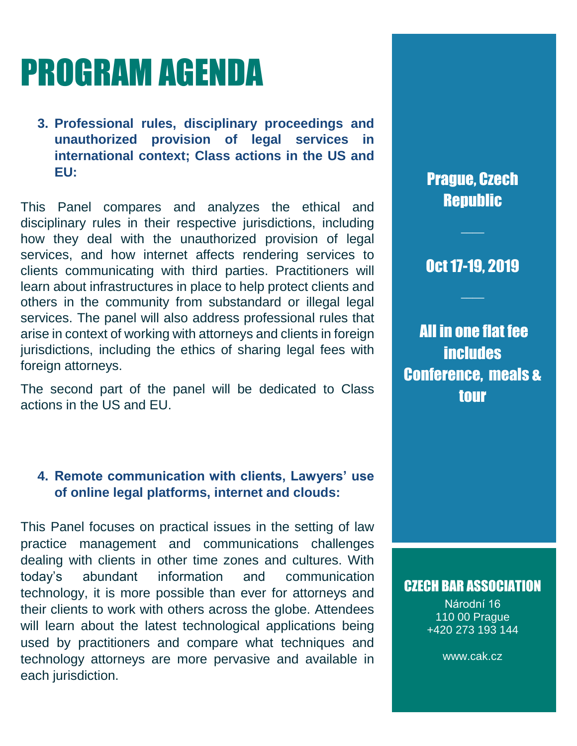# PROGRAM AGENDA

3. **Professional rules, disciplinary proceedings and unauthorized provision of legal services in international context; Class actions in the US and EU:**

This Panel compares and analyzes the ethical and disciplinary rules in their respective jurisdictions, including how they deal with the unauthorized provision of legal services, and how internet affects rendering services to clients communicating with third parties. Practitioners will learn about infrastructures in place to help protect clients and others in the community from substandard or illegal legal services. The panel will also address professional rules that arise in context of working with attorneys and clients in foreign jurisdictions, including the ethics of sharing legal fees with foreign attorneys.

The second part of the panel will be dedicated to Class actions in the US and EU.

4. **Remote communication with clients, Lawyers' use of online legal platforms, internet and clouds:**

This Panel focuses on practical issues in the setting of law practice management and communications challenges dealing with clients in other time zones and cultures. With today's abundant information and communication technology, it is more possible than ever for attorneys and their clients to work with others across the globe. Attendees will learn about the latest technological applications being used by practitioners and compare what techniques and technology attorneys are more pervasive and available in each jurisdiction.

**Prague, Czech Republic**

**Oct 17-19, 2019**

**All in one flat fee includes Conference, meals & tour**

**CZECH BAR ASSOCIATION**

Národní 16
110 00 Prague
+420 273 193 144

www.cak.cz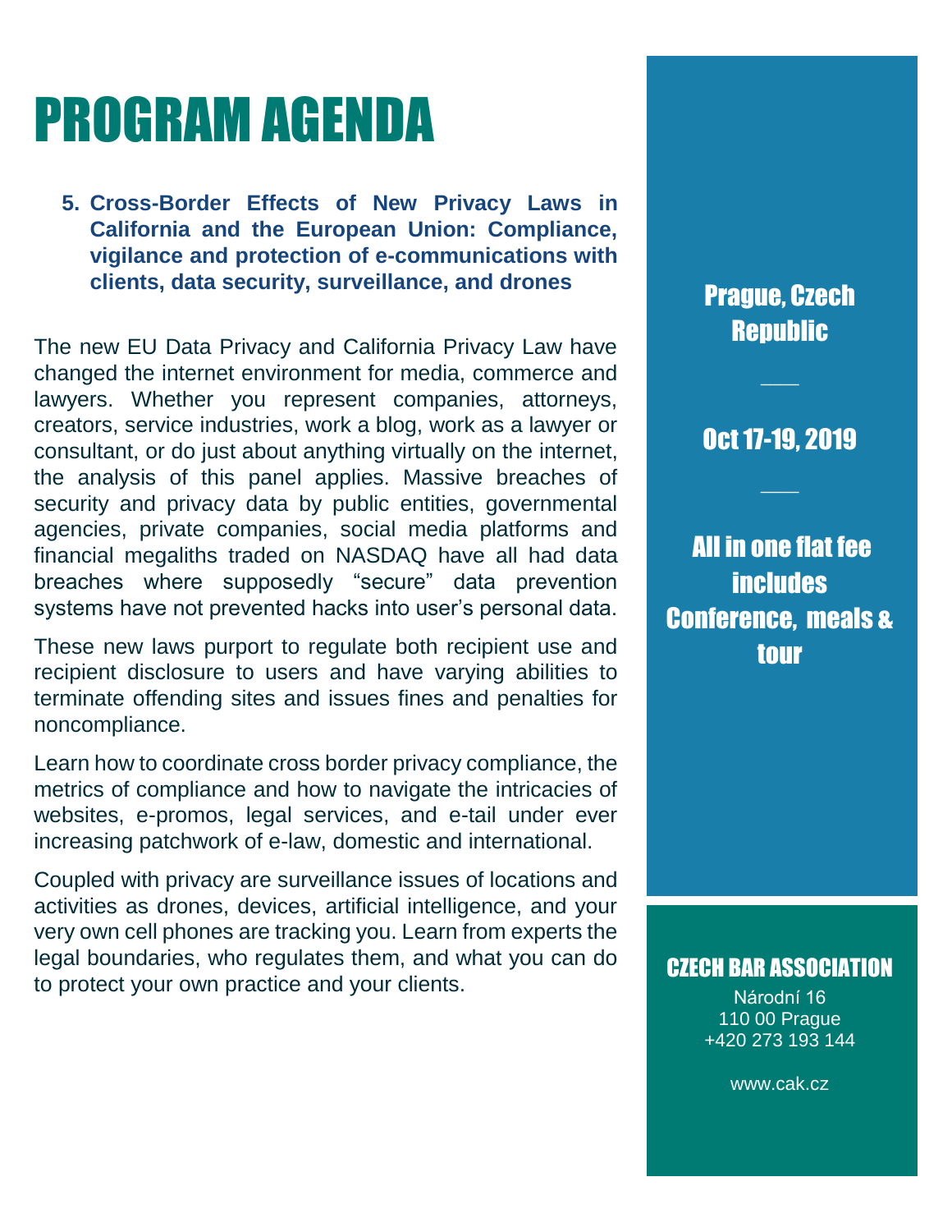# PROGRAM AGENDA

5. **Cross-Border Effects of New Privacy Laws in California and the European Union: Compliance, vigilance and protection of e-communications with clients, data security, surveillance, and drones**

The new EU Data Privacy and California Privacy Law have changed the internet environment for media, commerce and lawyers. Whether you represent companies, attorneys, creators, service industries, work a blog, work as a lawyer or consultant, or do just about anything virtually on the internet, the analysis of this panel applies. Massive breaches of security and privacy data by public entities, governmental agencies, private companies, social media platforms and financial megaliths traded on NASDAQ have all had data breaches where supposedly "secure" data prevention systems have not prevented hacks into user's personal data.

These new laws purport to regulate both recipient use and recipient disclosure to users and have varying abilities to terminate offending sites and issues fines and penalties for noncompliance.

Learn how to coordinate cross border privacy compliance, the metrics of compliance and how to navigate the intricacies of websites, e-promos, legal services, and e-tail under ever increasing patchwork of e-law, domestic and international.

Coupled with privacy are surveillance issues of locations and activities as drones, devices, artificial intelligence, and your very own cell phones are tracking you. Learn from experts the legal boundaries, who regulates them, and what you can do to protect your own practice and your clients.

## Prague, Czech Republic

## Oct 17-19, 2019

## All in one flat fee includes Conference, meals & tour

### CZECH BAR ASSOCIATION

Národní 16
110 00 Prague
+420 273 193 144

www.cak.cz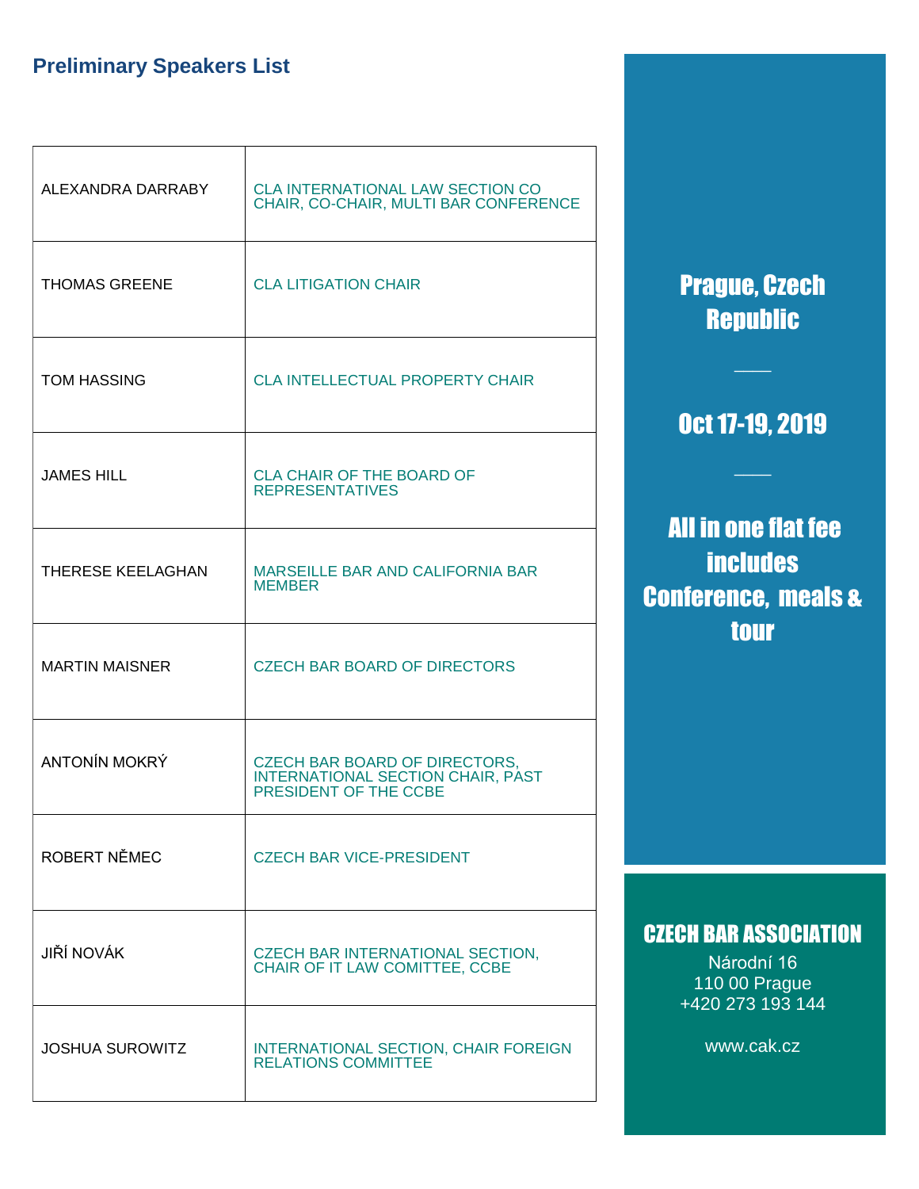## Preliminary Speakers List

| | |
|---|---|
| ALEXANDRA DARRABY | CLA INTERNATIONAL LAW SECTION CO CHAIR, CO-CHAIR, MULTI BAR CONFERENCE |
| THOMAS GREENE | CLA LITIGATION CHAIR |
| TOM HASSING | CLA INTELLECTUAL PROPERTY CHAIR |
| JAMES HILL | CLA CHAIR OF THE BOARD OF REPRESENTATIVES |
| THERESE KEELAGHAN | MARSEILLE BAR AND CALIFORNIA BAR MEMBER |
| MARTIN MAISNER | CZECH BAR BOARD OF DIRECTORS |
| ANTONÍN MOKRÝ | CZECH BAR BOARD OF DIRECTORS, INTERNATIONAL SECTION CHAIR, PAST PRESIDENT OF THE CCBE |
| ROBERT NĚMEC | CZECH BAR VICE-PRESIDENT |
| JIŘÍ NOVÁK | CZECH BAR INTERNATIONAL SECTION, CHAIR OF IT LAW COMITTEE, CCBE |
| JOSHUA SUROWITZ | INTERNATIONAL SECTION, CHAIR FOREIGN RELATIONS COMMITTEE |

**Prague, Czech Republic**

**Oct 17-19, 2019**

**All in one flat fee includes Conference, meals & tour**

**CZECH BAR ASSOCIATION**

Národní 16
110 00 Prague
+420 273 193 144

www.cak.cz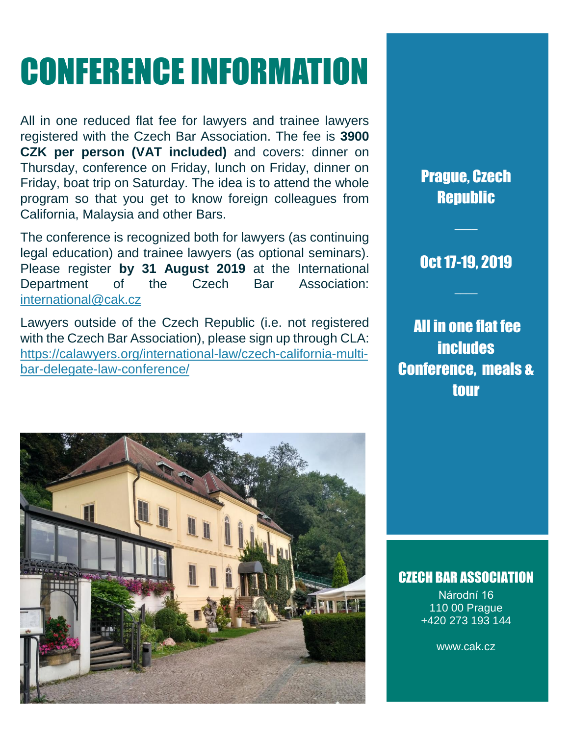# CONFERENCE INFORMATION

All in one reduced flat fee for lawyers and trainee lawyers registered with the Czech Bar Association. The fee is **3900 CZK per person (VAT included)** and covers: dinner on Thursday, conference on Friday, lunch on Friday, dinner on Friday, boat trip on Saturday. The idea is to attend the whole program so that you get to know foreign colleagues from California, Malaysia and other Bars.

The conference is recognized both for lawyers (as continuing legal education) and trainee lawyers (as optional seminars). Please register **by 31 August 2019** at the International Department of the Czech Bar Association: international@cak.cz

Lawyers outside of the Czech Republic (i.e. not registered with the Czech Bar Association), please sign up through CLA: https://calawyers.org/international-law/czech-california-multi-bar-delegate-law-conference/

**Prague, Czech Republic**

**Oct 17-19, 2019**

**All in one flat fee includes Conference, meals & tour**

**CZECH BAR ASSOCIATION**

Národní 16
110 00 Prague
+420 273 193 144

www.cak.cz